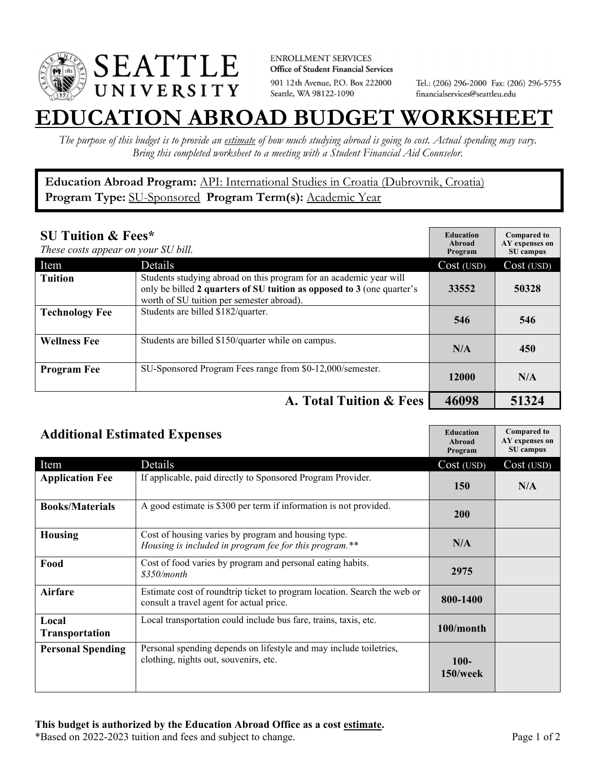**SEATTLE UNIVERSITY**

ENROLLMENT SERVICES
**Office of Student Financial Services**
901 12th Avenue, P.O. Box 222000
Seattle, WA 98122-1090

Tel.: (206) 296-2000 Fax: (206) 296-5755
financialservices@seattleu.edu

# EDUCATION ABROAD BUDGET WORKSHEET

*The purpose of this budget is to provide an estimate of how much studying abroad is going to cost. Actual spending may vary. Bring this completed worksheet to a meeting with a Student Financial Aid Counselor.*

**Education Abroad Program:** API: International Studies in Croatia (Dubrovnik, Croatia)
**Program Type:** SU-Sponsored **Program Term(s):** Academic Year

## SU Tuition & Fees*

*These costs appear on your SU bill.*

| Item | Details | Education Abroad Program Cost (USD) | Compared to AY expenses on SU campus Cost (USD) |
|---|---|---|---|
| **Tuition** | Students studying abroad on this program for an academic year will only be billed **2 quarters of SU tuition as opposed to 3** (one quarter's worth of SU tuition per semester abroad). | **33552** | **50328** |
| **Technology Fee** | Students are billed $182/quarter. | **546** | **546** |
| **Wellness Fee** | Students are billed $150/quarter while on campus. | **N/A** | **450** |
| **Program Fee** | SU-Sponsored Program Fees range from $0-12,000/semester. | **12000** | **N/A** |
| | **A. Total Tuition & Fees** | **46098** | **51324** |

## Additional Estimated Expenses

| Item | Details | Education Abroad Program Cost (USD) | Compared to AY expenses on SU campus Cost (USD) |
|---|---|---|---|
| **Application Fee** | If applicable, paid directly to Sponsored Program Provider. | **150** | **N/A** |
| **Books/Materials** | A good estimate is $300 per term if information is not provided. | **200** | |
| **Housing** | Cost of housing varies by program and housing type. *Housing is included in program fee for this program.*** | **N/A** | |
| **Food** | Cost of food varies by program and personal eating habits. *$350/month* | **2975** | |
| **Airfare** | Estimate cost of roundtrip ticket to program location. Search the web or consult a travel agent for actual price. | **800-1400** | |
| **Local Transportation** | Local transportation could include bus fare, trains, taxis, etc. | **100/month** | |
| **Personal Spending** | Personal spending depends on lifestyle and may include toiletries, clothing, nights out, souvenirs, etc. | **100-150/week** | |

**This budget is authorized by the Education Abroad Office as a cost estimate.**
*Based on 2022-2023 tuition and fees and subject to change.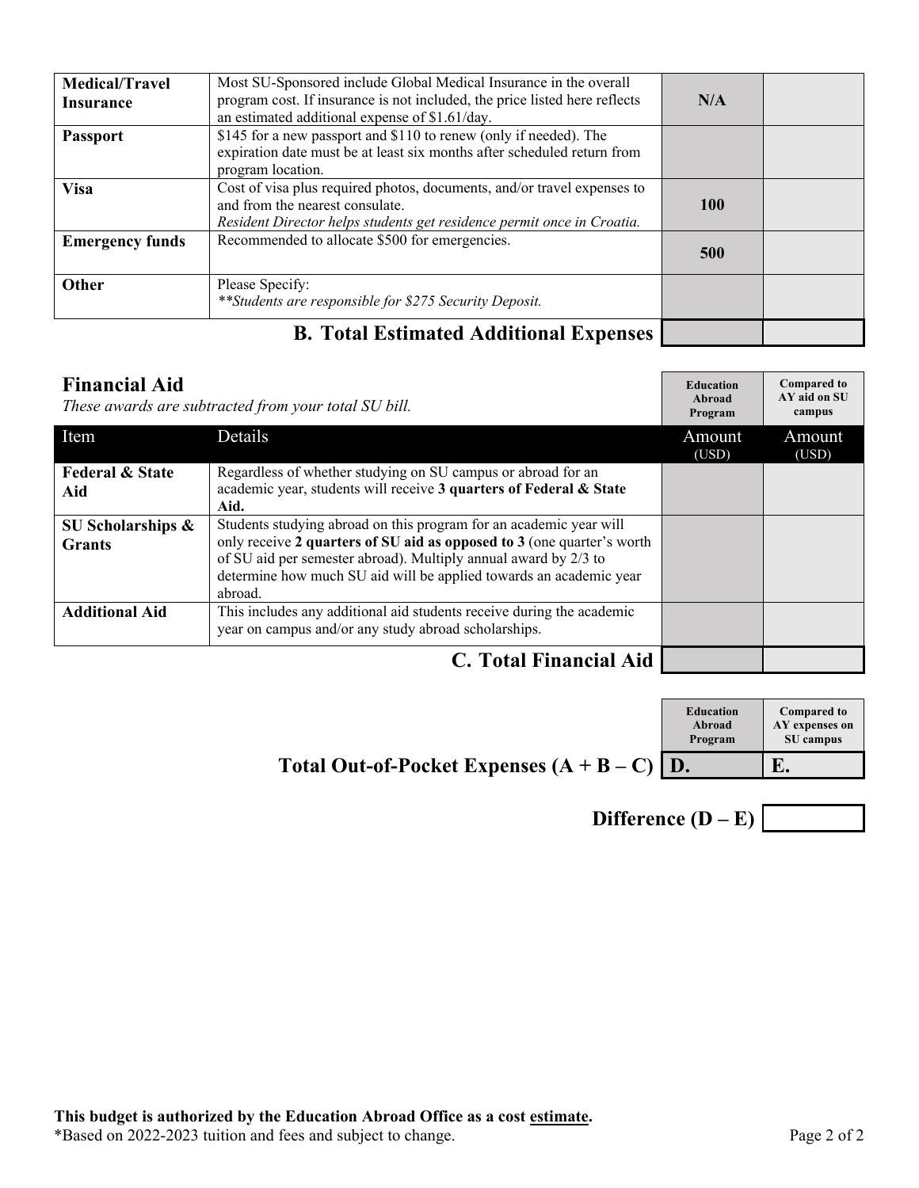| | | | |
|---|---|---|---|
| **Medical/Travel Insurance** | Most SU-Sponsored include Global Medical Insurance in the overall program cost. If insurance is not included, the price listed here reflects an estimated additional expense of $1.61/day. | **N/A** | |
| **Passport** | $145 for a new passport and $110 to renew (only if needed). The expiration date must be at least six months after scheduled return from program location. | | |
| **Visa** | Cost of visa plus required photos, documents, and/or travel expenses to and from the nearest consulate. *Resident Director helps students get residence permit once in Croatia.* | **100** | |
| **Emergency funds** | Recommended to allocate $500 for emergencies. | **500** | |
| **Other** | Please Specify: *\*\*Students are responsible for $275 Security Deposit.* | | |
| | **B. Total Estimated Additional Expenses** | | |

## Financial Aid

*These awards are subtracted from your total SU bill.*

| | | Education Abroad Program | Compared to AY aid on SU campus |
|---|---|---|---|
| Item | Details | Amount (USD) | Amount (USD) |
| **Federal & State Aid** | Regardless of whether studying on SU campus or abroad for an academic year, students will receive **3 quarters of Federal & State Aid.** | | |
| **SU Scholarships & Grants** | Students studying abroad on this program for an academic year will only receive **2 quarters of SU aid as opposed to 3** (one quarter's worth of SU aid per semester abroad). Multiply annual award by 2/3 to determine how much SU aid will be applied towards an academic year abroad. | | |
| **Additional Aid** | This includes any additional aid students receive during the academic year on campus and/or any study abroad scholarships. | | |
| | **C. Total Financial Aid** | | |

| | Education Abroad Program | Compared to AY expenses on SU campus |
|---|---|---|
| **Total Out-of-Pocket Expenses (A + B – C)** | **D.** | **E.** |

| | |
|---|---|
| **Difference (D – E)** | |

**This budget is authorized by the Education Abroad Office as a cost estimate.**

\*Based on 2022-2023 tuition and fees and subject to change.